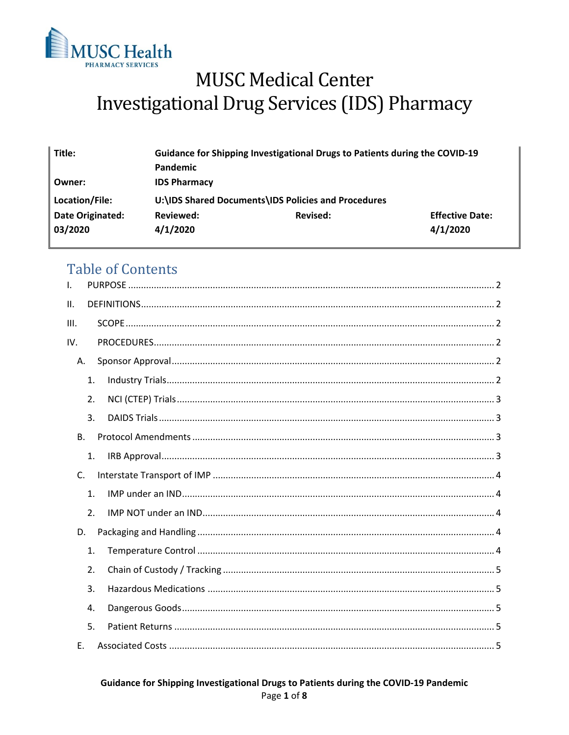MUSC Health
PHARMACY SERVICES

# MUSC Medical Center
# Investigational Drug Services (IDS) Pharmacy

| **Title:** | **Guidance for Shipping Investigational Drugs to Patients during the COVID-19 Pandemic** | | |
|---|---|---|---|
| **Owner:** | **IDS Pharmacy** | | |
| **Location/File:** | **U:\IDS Shared Documents\IDS Policies and Procedures** | | |
| **Date Originated:** | **Reviewed:** | **Revised:** | **Effective Date:** |
| **03/2020** | **4/1/2020** | | **4/1/2020** |

## Table of Contents

I. PURPOSE ..... 2

II. DEFINITIONS ..... 2

III. SCOPE ..... 2

IV. PROCEDURES ..... 2

- A. Sponsor Approval ..... 2
  - 1. Industry Trials ..... 2
  - 2. NCI (CTEP) Trials ..... 3
  - 3. DAIDS Trials ..... 3
- B. Protocol Amendments ..... 3
  - 1. IRB Approval ..... 3
- C. Interstate Transport of IMP ..... 4
  - 1. IMP under an IND ..... 4
  - 2. IMP NOT under an IND ..... 4
- D. Packaging and Handling ..... 4
  - 1. Temperature Control ..... 4
  - 2. Chain of Custody / Tracking ..... 5
  - 3. Hazardous Medications ..... 5
  - 4. Dangerous Goods ..... 5
  - 5. Patient Returns ..... 5
- E. Associated Costs ..... 5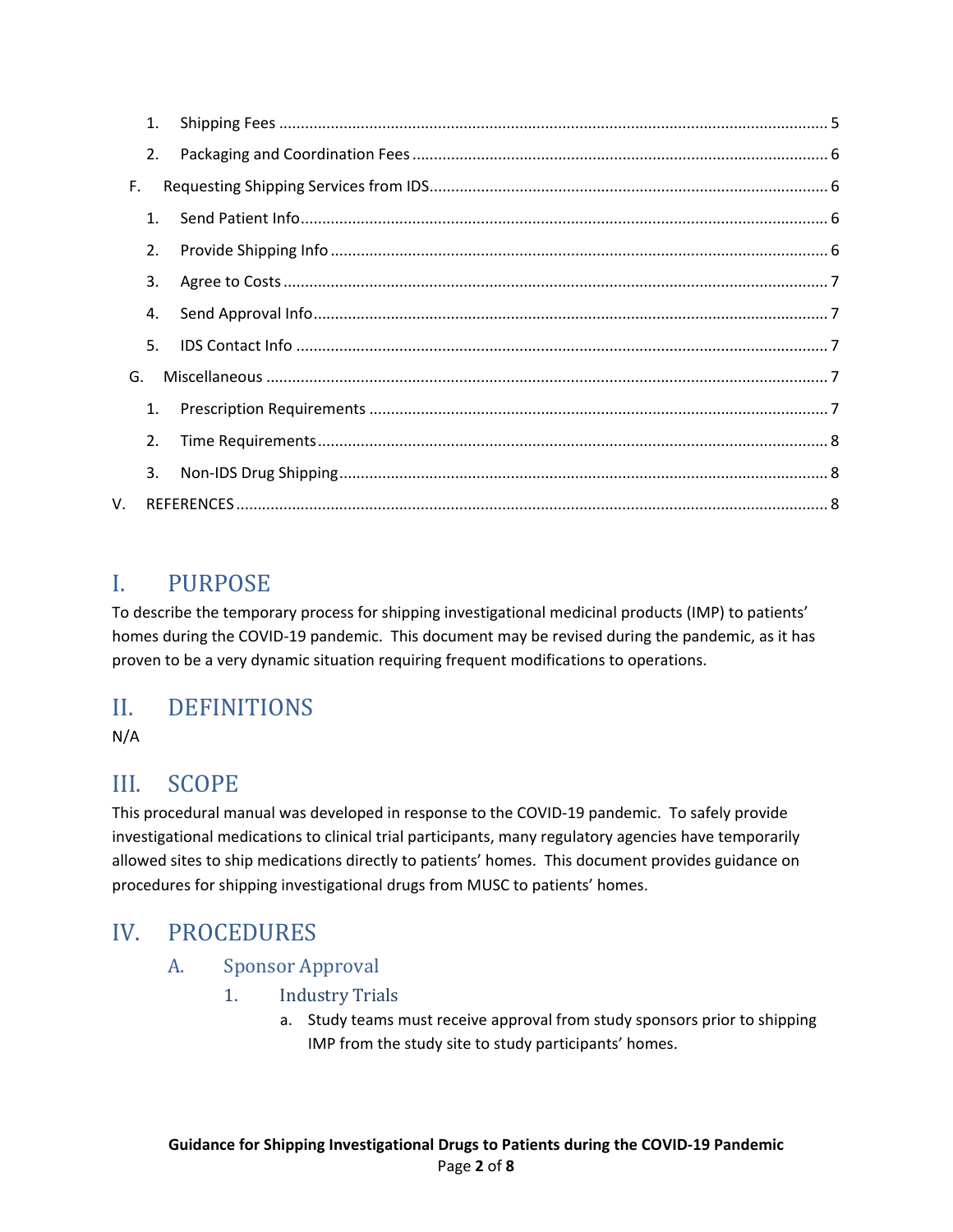1. Shipping Fees ........................................................................................................ 5
2. Packaging and Coordination Fees ........................................................................ 6

F. Requesting Shipping Services from IDS ..................................................................... 6

1. Send Patient Info ................................................................................................... 6
2. Provide Shipping Info ............................................................................................ 6
3. Agree to Costs ....................................................................................................... 7
4. Send Approval Info ................................................................................................ 7
5. IDS Contact Info .................................................................................................... 7

G. Miscellaneous ........................................................................................................... 7

1. Prescription Requirements .................................................................................... 7
2. Time Requirements ................................................................................................ 8
3. Non-IDS Drug Shipping .......................................................................................... 8

V. REFERENCES .................................................................................................................. 8

# I. PURPOSE

To describe the temporary process for shipping investigational medicinal products (IMP) to patients' homes during the COVID-19 pandemic. This document may be revised during the pandemic, as it has proven to be a very dynamic situation requiring frequent modifications to operations.

# II. DEFINITIONS

N/A

# III. SCOPE

This procedural manual was developed in response to the COVID-19 pandemic. To safely provide investigational medications to clinical trial participants, many regulatory agencies have temporarily allowed sites to ship medications directly to patients' homes. This document provides guidance on procedures for shipping investigational drugs from MUSC to patients' homes.

# IV. PROCEDURES

## A. Sponsor Approval

### 1. Industry Trials

a. Study teams must receive approval from study sponsors prior to shipping IMP from the study site to study participants' homes.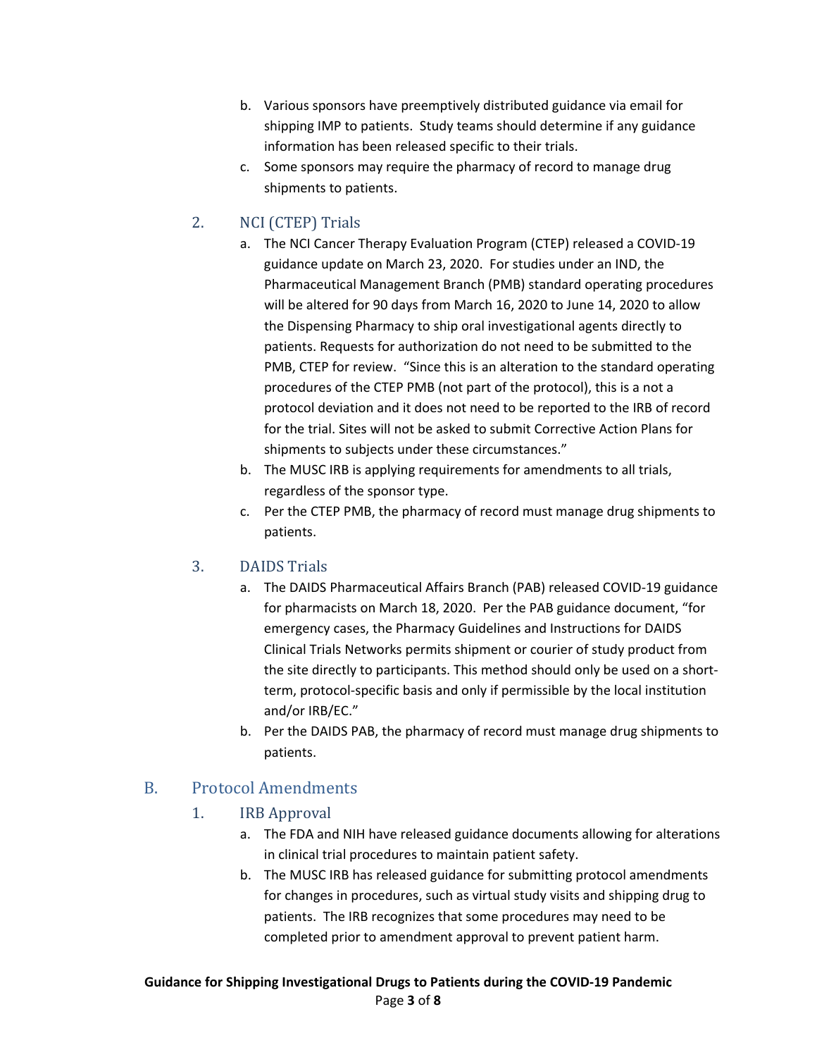b. Various sponsors have preemptively distributed guidance via email for shipping IMP to patients. Study teams should determine if any guidance information has been released specific to their trials.
c. Some sponsors may require the pharmacy of record to manage drug shipments to patients.

### 2. NCI (CTEP) Trials

a. The NCI Cancer Therapy Evaluation Program (CTEP) released a COVID-19 guidance update on March 23, 2020. For studies under an IND, the Pharmaceutical Management Branch (PMB) standard operating procedures will be altered for 90 days from March 16, 2020 to June 14, 2020 to allow the Dispensing Pharmacy to ship oral investigational agents directly to patients. Requests for authorization do not need to be submitted to the PMB, CTEP for review. "Since this is an alteration to the standard operating procedures of the CTEP PMB (not part of the protocol), this is a not a protocol deviation and it does not need to be reported to the IRB of record for the trial. Sites will not be asked to submit Corrective Action Plans for shipments to subjects under these circumstances."
b. The MUSC IRB is applying requirements for amendments to all trials, regardless of the sponsor type.
c. Per the CTEP PMB, the pharmacy of record must manage drug shipments to patients.

### 3. DAIDS Trials

a. The DAIDS Pharmaceutical Affairs Branch (PAB) released COVID-19 guidance for pharmacists on March 18, 2020. Per the PAB guidance document, "for emergency cases, the Pharmacy Guidelines and Instructions for DAIDS Clinical Trials Networks permits shipment or courier of study product from the site directly to participants. This method should only be used on a short-term, protocol-specific basis and only if permissible by the local institution and/or IRB/EC."
b. Per the DAIDS PAB, the pharmacy of record must manage drug shipments to patients.

## B. Protocol Amendments

### 1. IRB Approval

a. The FDA and NIH have released guidance documents allowing for alterations in clinical trial procedures to maintain patient safety.
b. The MUSC IRB has released guidance for submitting protocol amendments for changes in procedures, such as virtual study visits and shipping drug to patients. The IRB recognizes that some procedures may need to be completed prior to amendment approval to prevent patient harm.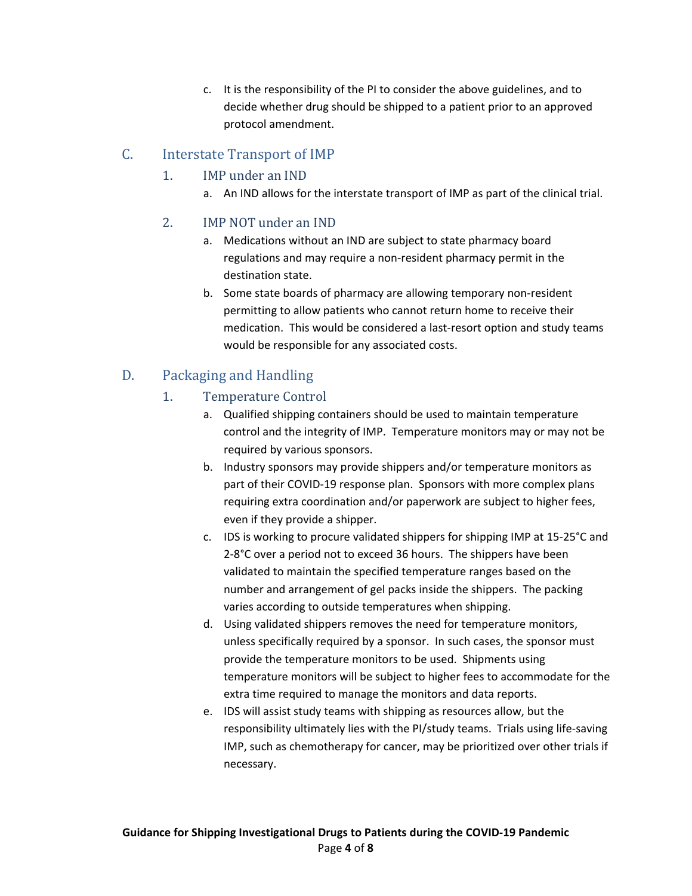c. It is the responsibility of the PI to consider the above guidelines, and to decide whether drug should be shipped to a patient prior to an approved protocol amendment.

## C. Interstate Transport of IMP

### 1. IMP under an IND

a. An IND allows for the interstate transport of IMP as part of the clinical trial.

### 2. IMP NOT under an IND

a. Medications without an IND are subject to state pharmacy board regulations and may require a non-resident pharmacy permit in the destination state.

b. Some state boards of pharmacy are allowing temporary non-resident permitting to allow patients who cannot return home to receive their medication. This would be considered a last-resort option and study teams would be responsible for any associated costs.

## D. Packaging and Handling

### 1. Temperature Control

a. Qualified shipping containers should be used to maintain temperature control and the integrity of IMP. Temperature monitors may or may not be required by various sponsors.

b. Industry sponsors may provide shippers and/or temperature monitors as part of their COVID-19 response plan. Sponsors with more complex plans requiring extra coordination and/or paperwork are subject to higher fees, even if they provide a shipper.

c. IDS is working to procure validated shippers for shipping IMP at 15-25°C and 2-8°C over a period not to exceed 36 hours. The shippers have been validated to maintain the specified temperature ranges based on the number and arrangement of gel packs inside the shippers. The packing varies according to outside temperatures when shipping.

d. Using validated shippers removes the need for temperature monitors, unless specifically required by a sponsor. In such cases, the sponsor must provide the temperature monitors to be used. Shipments using temperature monitors will be subject to higher fees to accommodate for the extra time required to manage the monitors and data reports.

e. IDS will assist study teams with shipping as resources allow, but the responsibility ultimately lies with the PI/study teams. Trials using life-saving IMP, such as chemotherapy for cancer, may be prioritized over other trials if necessary.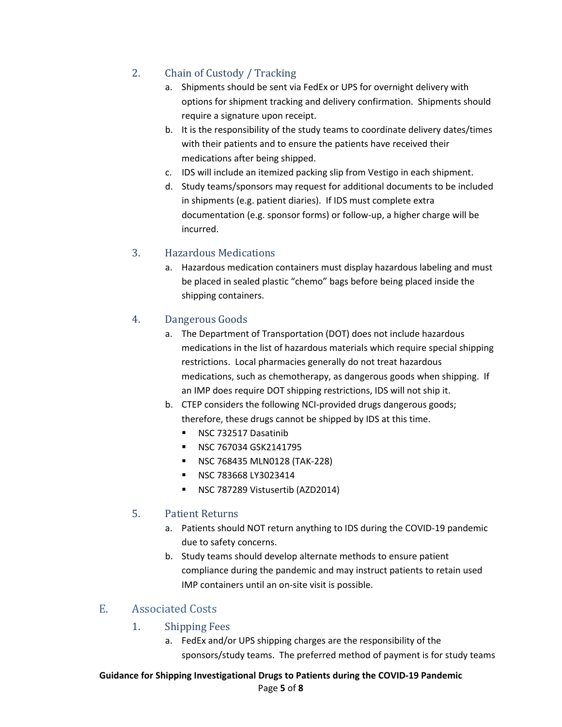### 2. Chain of Custody / Tracking

a. Shipments should be sent via FedEx or UPS for overnight delivery with options for shipment tracking and delivery confirmation. Shipments should require a signature upon receipt.

b. It is the responsibility of the study teams to coordinate delivery dates/times with their patients and to ensure the patients have received their medications after being shipped.

c. IDS will include an itemized packing slip from Vestigo in each shipment.

d. Study teams/sponsors may request for additional documents to be included in shipments (e.g. patient diaries). If IDS must complete extra documentation (e.g. sponsor forms) or follow-up, a higher charge will be incurred.

### 3. Hazardous Medications

a. Hazardous medication containers must display hazardous labeling and must be placed in sealed plastic "chemo" bags before being placed inside the shipping containers.

### 4. Dangerous Goods

a. The Department of Transportation (DOT) does not include hazardous medications in the list of hazardous materials which require special shipping restrictions. Local pharmacies generally do not treat hazardous medications, such as chemotherapy, as dangerous goods when shipping. If an IMP does require DOT shipping restrictions, IDS will not ship it.

b. CTEP considers the following NCI-provided drugs dangerous goods; therefore, these drugs cannot be shipped by IDS at this time.

- NSC 732517 Dasatinib
- NSC 767034 GSK2141795
- NSC 768435 MLN0128 (TAK-228)
- NSC 783668 LY3023414
- NSC 787289 Vistusertib (AZD2014)

### 5. Patient Returns

a. Patients should NOT return anything to IDS during the COVID-19 pandemic due to safety concerns.

b. Study teams should develop alternate methods to ensure patient compliance during the pandemic and may instruct patients to retain used IMP containers until an on-site visit is possible.

## E. Associated Costs

### 1. Shipping Fees

a. FedEx and/or UPS shipping charges are the responsibility of the sponsors/study teams. The preferred method of payment is for study teams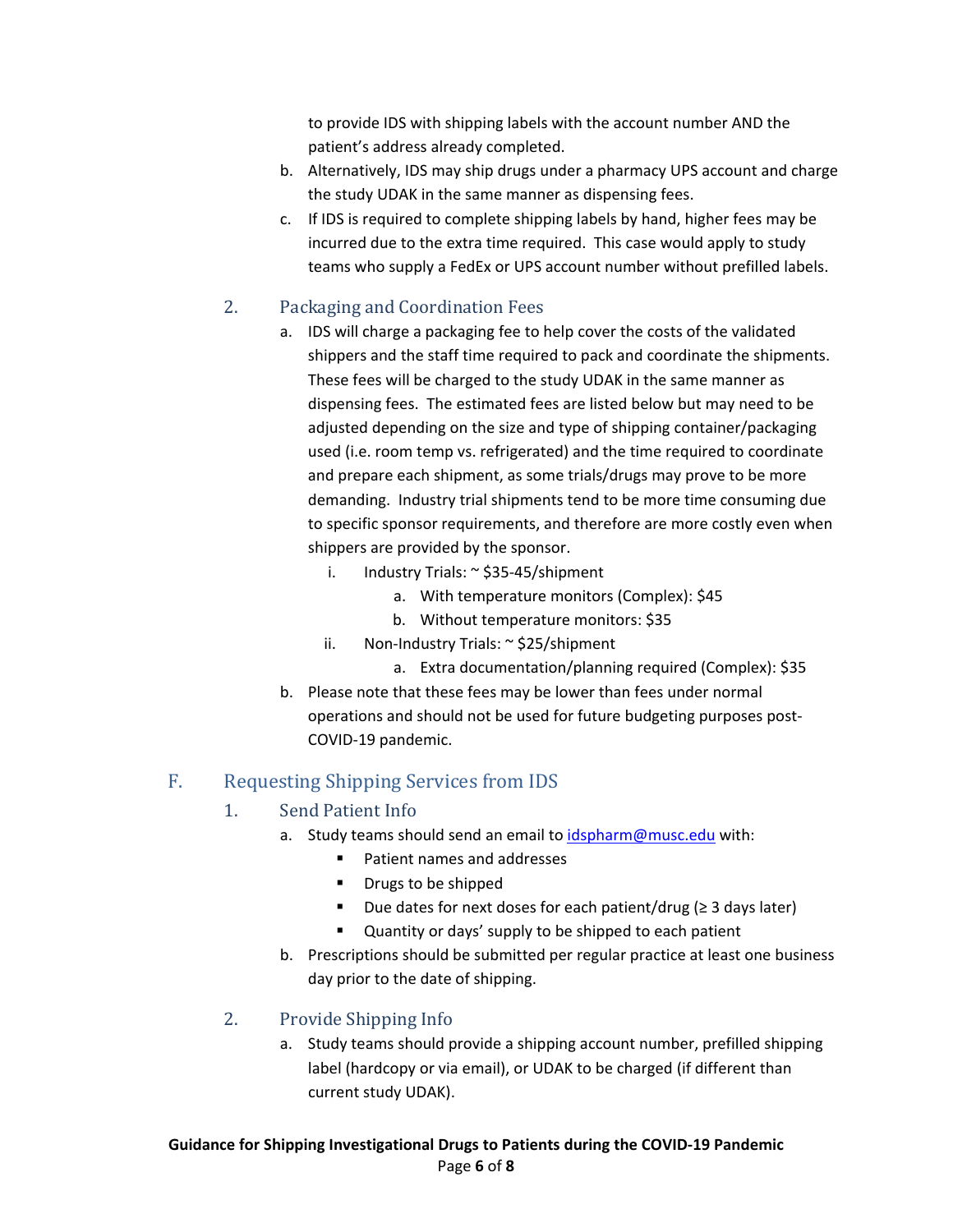to provide IDS with shipping labels with the account number AND the patient's address already completed.

b. Alternatively, IDS may ship drugs under a pharmacy UPS account and charge the study UDAK in the same manner as dispensing fees.

c. If IDS is required to complete shipping labels by hand, higher fees may be incurred due to the extra time required. This case would apply to study teams who supply a FedEx or UPS account number without prefilled labels.

### 2. Packaging and Coordination Fees

a. IDS will charge a packaging fee to help cover the costs of the validated shippers and the staff time required to pack and coordinate the shipments. These fees will be charged to the study UDAK in the same manner as dispensing fees. The estimated fees are listed below but may need to be adjusted depending on the size and type of shipping container/packaging used (i.e. room temp vs. refrigerated) and the time required to coordinate and prepare each shipment, as some trials/drugs may prove to be more demanding. Industry trial shipments tend to be more time consuming due to specific sponsor requirements, and therefore are more costly even when shippers are provided by the sponsor.

   i. Industry Trials: ~ $35-45/shipment
      a. With temperature monitors (Complex): $45
      b. Without temperature monitors: $35

   ii. Non-Industry Trials: ~ $25/shipment
      a. Extra documentation/planning required (Complex): $35

b. Please note that these fees may be lower than fees under normal operations and should not be used for future budgeting purposes post-COVID-19 pandemic.

## F. Requesting Shipping Services from IDS

### 1. Send Patient Info

a. Study teams should send an email to idspharm@musc.edu with:

- Patient names and addresses
- Drugs to be shipped
- Due dates for next doses for each patient/drug (≥ 3 days later)
- Quantity or days' supply to be shipped to each patient

b. Prescriptions should be submitted per regular practice at least one business day prior to the date of shipping.

### 2. Provide Shipping Info

a. Study teams should provide a shipping account number, prefilled shipping label (hardcopy or via email), or UDAK to be charged (if different than current study UDAK).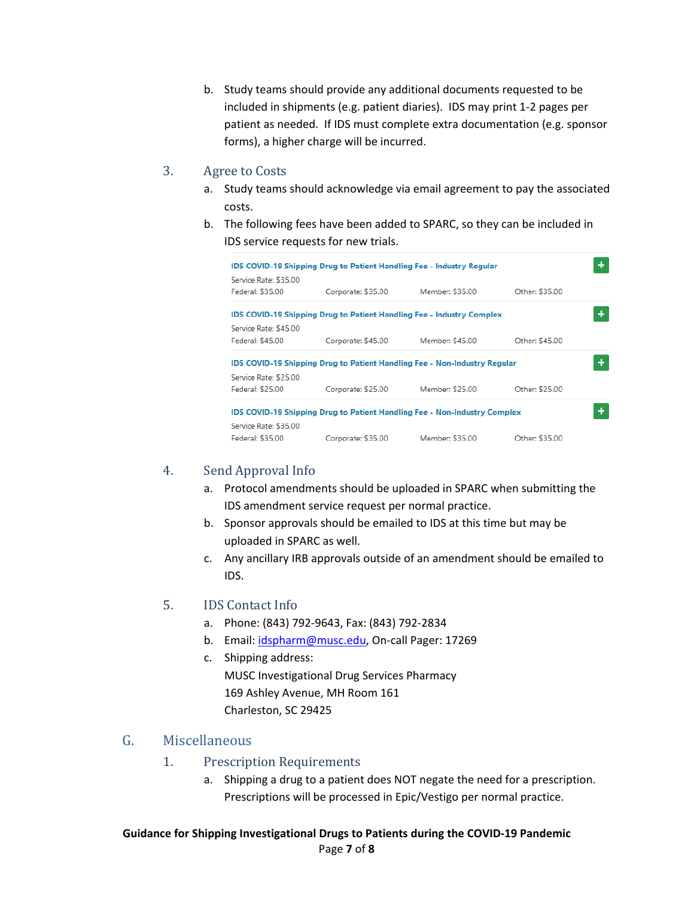b. Study teams should provide any additional documents requested to be included in shipments (e.g. patient diaries). IDS may print 1-2 pages per patient as needed. If IDS must complete extra documentation (e.g. sponsor forms), a higher charge will be incurred.

### 3. Agree to Costs

a. Study teams should acknowledge via email agreement to pay the associated costs.

b. The following fees have been added to SPARC, so they can be included in IDS service requests for new trials.

**IDS COVID-19 Shipping Drug to Patient Handling Fee - Industry Regular**
Service Rate: $35.00
Federal: $35.00 Corporate: $35.00 Member: $35.00 Other: $35.00

**IDS COVID-19 Shipping Drug to Patient Handling Fee - Industry Complex**
Service Rate: $45.00
Federal: $45.00 Corporate: $45.00 Member: $45.00 Other: $45.00

**IDS COVID-19 Shipping Drug to Patient Handling Fee - Non-Industry Regular**
Service Rate: $25.00
Federal: $25.00 Corporate: $25.00 Member: $25.00 Other: $25.00

**IDS COVID-19 Shipping Drug to Patient Handling Fee - Non-Industry Complex**
Service Rate: $35.00
Federal: $35.00 Corporate: $35.00 Member: $35.00 Other: $35.00

### 4. Send Approval Info

a. Protocol amendments should be uploaded in SPARC when submitting the IDS amendment service request per normal practice.

b. Sponsor approvals should be emailed to IDS at this time but may be uploaded in SPARC as well.

c. Any ancillary IRB approvals outside of an amendment should be emailed to IDS.

### 5. IDS Contact Info

a. Phone: (843) 792-9643, Fax: (843) 792-2834

b. Email: idspharm@musc.edu, On-call Pager: 17269

c. Shipping address:
MUSC Investigational Drug Services Pharmacy
169 Ashley Avenue, MH Room 161
Charleston, SC 29425

## G. Miscellaneous

### 1. Prescription Requirements

a. Shipping a drug to a patient does NOT negate the need for a prescription. Prescriptions will be processed in Epic/Vestigo per normal practice.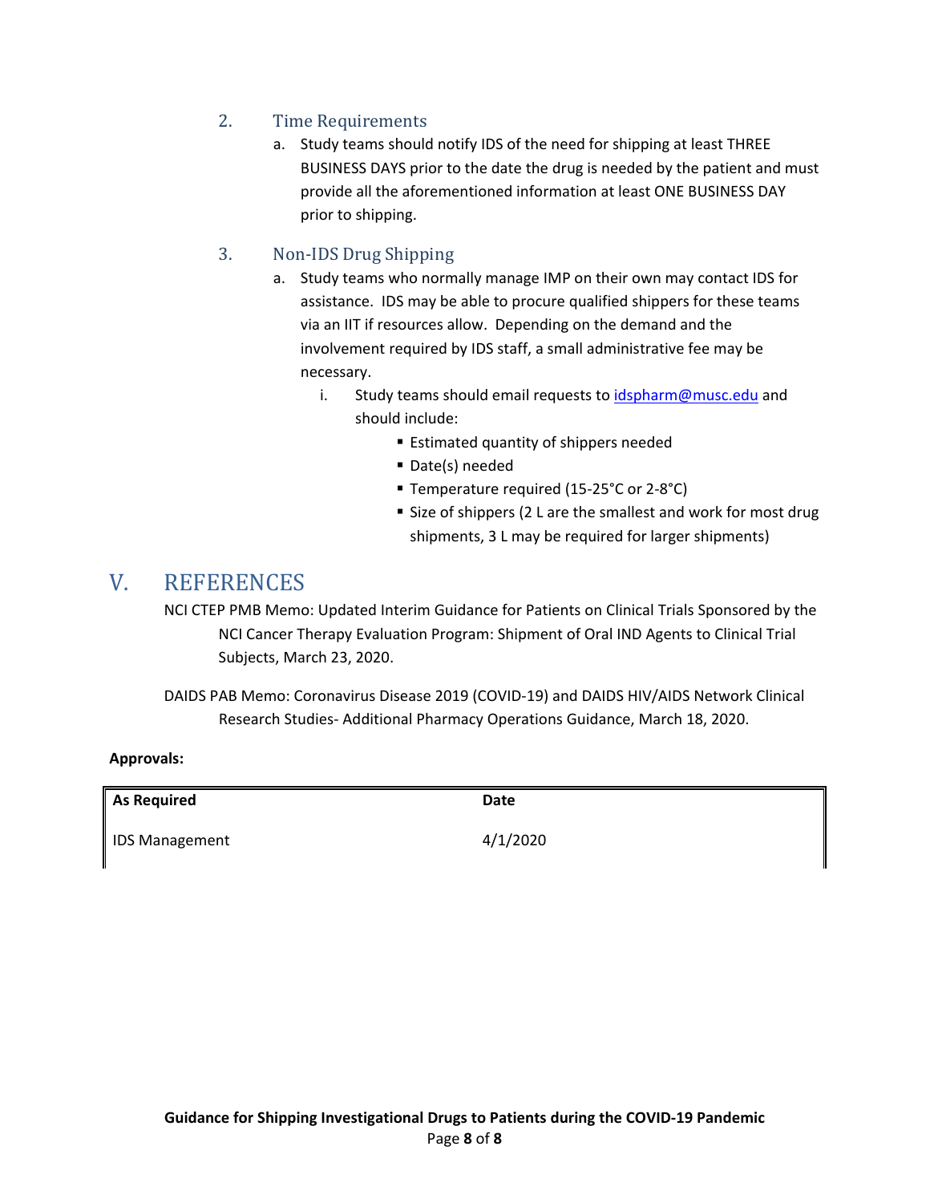### 2. Time Requirements

a. Study teams should notify IDS of the need for shipping at least THREE BUSINESS DAYS prior to the date the drug is needed by the patient and must provide all the aforementioned information at least ONE BUSINESS DAY prior to shipping.

### 3. Non-IDS Drug Shipping

a. Study teams who normally manage IMP on their own may contact IDS for assistance. IDS may be able to procure qualified shippers for these teams via an IIT if resources allow. Depending on the demand and the involvement required by IDS staff, a small administrative fee may be necessary.

   i. Study teams should email requests to [idspharm@musc.edu](mailto:idspharm@musc.edu) and should include:

      - Estimated quantity of shippers needed
      - Date(s) needed
      - Temperature required (15-25°C or 2-8°C)
      - Size of shippers (2 L are the smallest and work for most drug shipments, 3 L may be required for larger shipments)

## V. REFERENCES

NCI CTEP PMB Memo: Updated Interim Guidance for Patients on Clinical Trials Sponsored by the NCI Cancer Therapy Evaluation Program: Shipment of Oral IND Agents to Clinical Trial Subjects, March 23, 2020.

DAIDS PAB Memo: Coronavirus Disease 2019 (COVID-19) and DAIDS HIV/AIDS Network Clinical Research Studies- Additional Pharmacy Operations Guidance, March 18, 2020.

**Approvals:**

| As Required | Date |
| --- | --- |
| IDS Management | 4/1/2020 |